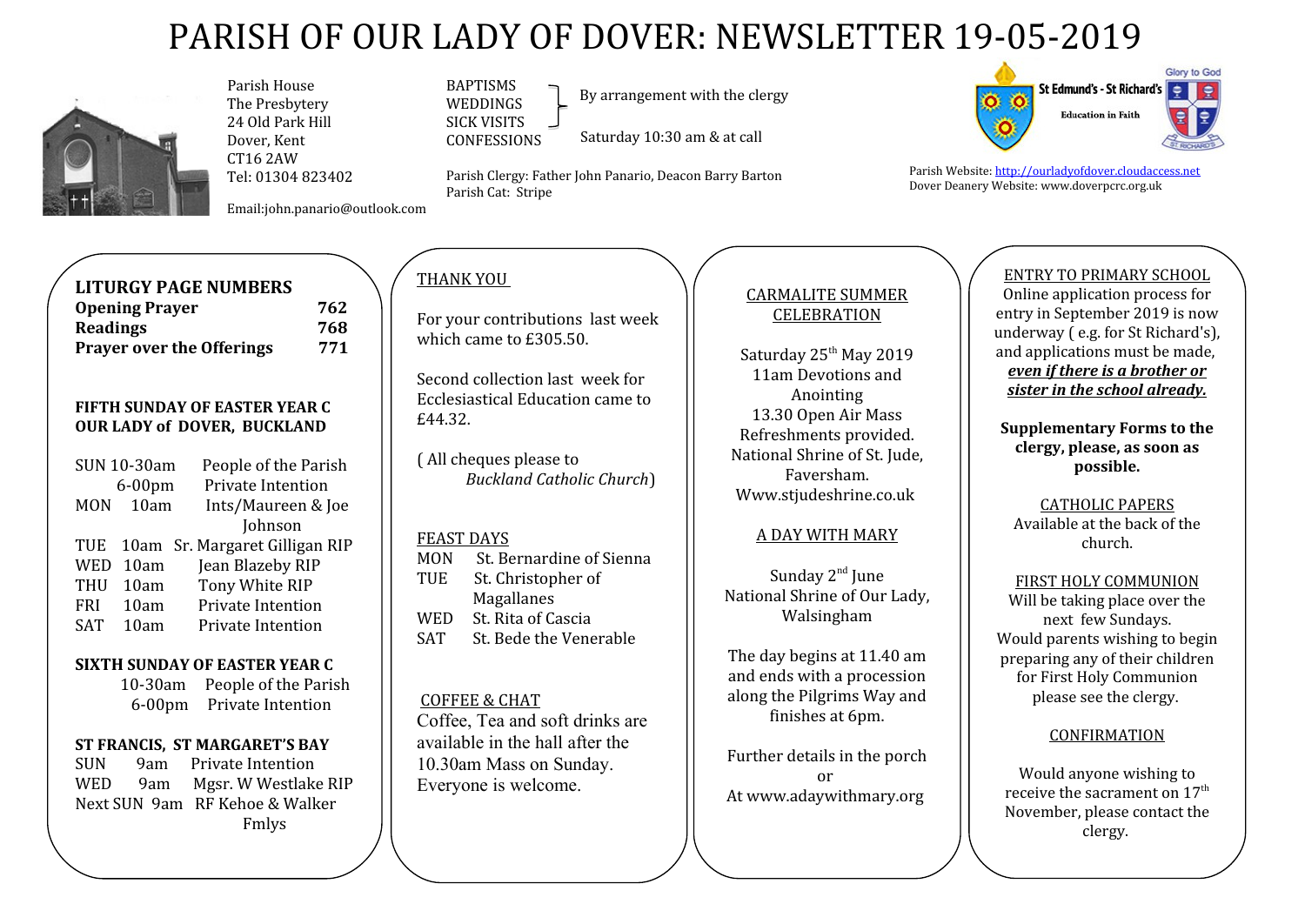# PARISH OF OUR LADY OF DOVER: NEWSLETTER 19-05-2019

Parish House
The Presbytery
24 Old Park Hill
Dover, Kent
CT16 2AW
Tel: 01304 823402

Email:john.panario@outlook.com

BAPTISMS
WEDDINGS
SICK VISITS } By arrangement with the clergy
CONFESSIONS Saturday 10:30 am & at call

Parish Clergy: Father John Panario, Deacon Barry Barton
Parish Cat: Stripe

St Edmund's - St Richard's
Education in Faith
Glory to God

Parish Website: http://ourladyofdover.cloudaccess.net
Dover Deanery Website: www.doverpcrc.org.uk

## LITURGY PAGE NUMBERS

| | |
|---|---|
| **Opening Prayer** | **762** |
| **Readings** | **768** |
| **Prayer over the Offerings** | **771** |

**FIFTH SUNDAY OF EASTER YEAR C**
**OUR LADY of DOVER, BUCKLAND**

| | | |
|---|---|---|
| SUN | 10-30am | People of the Parish |
| | 6-00pm | Private Intention |
| MON | 10am | Ints/Maureen & Joe Johnson |
| TUE | 10am | Sr. Margaret Gilligan RIP |
| WED | 10am | Jean Blazeby RIP |
| THU | 10am | Tony White RIP |
| FRI | 10am | Private Intention |
| SAT | 10am | Private Intention |

**SIXTH SUNDAY OF EASTER YEAR C**

10-30am People of the Parish
6-00pm Private Intention

**ST FRANCIS, ST MARGARET'S BAY**

| | | |
|---|---|---|
| SUN | 9am | Private Intention |
| WED | 9am | Mgsr. W Westlake RIP |
| Next SUN | 9am | RF Kehoe & Walker Fmlys |

## THANK YOU

For your contributions last week which came to £305.50.

Second collection last week for Ecclesiastical Education came to £44.32.

( All cheques please to *Buckland Catholic Church*)

## FEAST DAYS

| | |
|---|---|
| MON | St. Bernardine of Sienna |
| TUE | St. Christopher of Magallanes |
| WED | St. Rita of Cascia |
| SAT | St. Bede the Venerable |

## COFFEE & CHAT

Coffee, Tea and soft drinks are available in the hall after the 10.30am Mass on Sunday. Everyone is welcome.

## CARMALITE SUMMER CELEBRATION

Saturday 25th May 2019
11am Devotions and Anointing
13.30 Open Air Mass
Refreshments provided.
National Shrine of St. Jude, Faversham.
Www.stjudeshrine.co.uk

## A DAY WITH MARY

Sunday 2nd June
National Shrine of Our Lady, Walsingham

The day begins at 11.40 am and ends with a procession along the Pilgrims Way and finishes at 6pm.

Further details in the porch or
At www.adaywithmary.org

## ENTRY TO PRIMARY SCHOOL

Online application process for entry in September 2019 is now underway ( e.g. for St Richard's), and applications must be made, ***even if there is a brother or sister in the school already.***

**Supplementary Forms to the clergy, please, as soon as possible.**

## CATHOLIC PAPERS

Available at the back of the church.

## FIRST HOLY COMMUNION

Will be taking place over the next few Sundays.
Would parents wishing to begin preparing any of their children for First Holy Communion please see the clergy.

## CONFIRMATION

Would anyone wishing to receive the sacrament on 17th November, please contact the clergy.